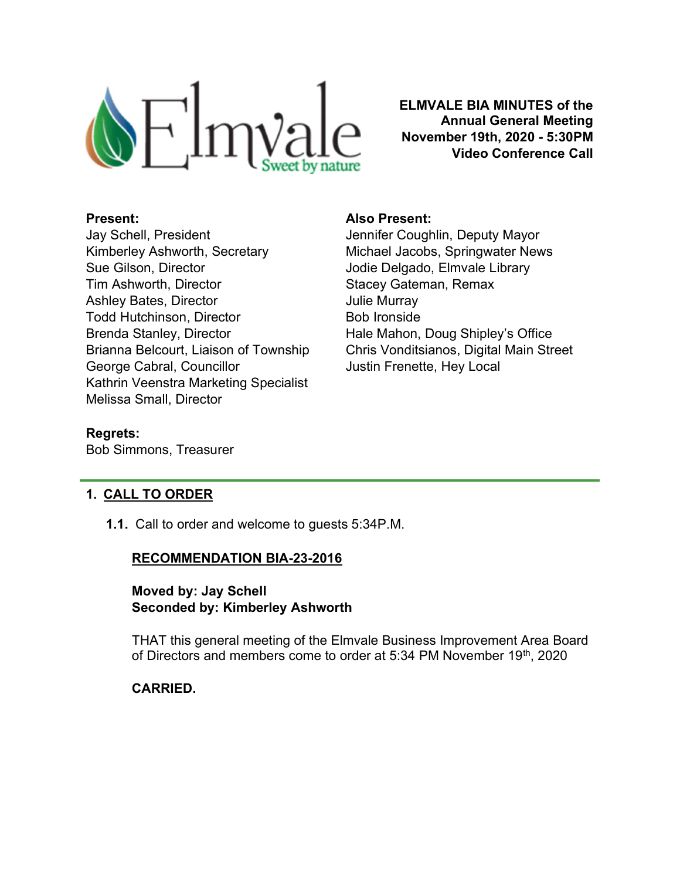Elmvale
Sweet by nature

**ELMVALE BIA MINUTES of the Annual General Meeting**
**November 19th, 2020 - 5:30PM**
**Video Conference Call**

**Present:**
Jay Schell, President
Kimberley Ashworth, Secretary
Sue Gilson, Director
Tim Ashworth, Director
Ashley Bates, Director
Todd Hutchinson, Director
Brenda Stanley, Director
Brianna Belcourt, Liaison of Township
George Cabral, Councillor
Kathrin Veenstra Marketing Specialist
Melissa Small, Director

**Also Present:**
Jennifer Coughlin, Deputy Mayor
Michael Jacobs, Springwater News
Jodie Delgado, Elmvale Library
Stacey Gateman, Remax
Julie Murray
Bob Ironside
Hale Mahon, Doug Shipley's Office
Chris Vonditsianos, Digital Main Street
Justin Frenette, Hey Local

**Regrets:**
Bob Simmons, Treasurer

## 1. CALL TO ORDER

**1.1.** Call to order and welcome to guests 5:34P.M.

**RECOMMENDATION BIA-23-2016**

**Moved by: Jay Schell**
**Seconded by: Kimberley Ashworth**

THAT this general meeting of the Elmvale Business Improvement Area Board of Directors and members come to order at 5:34 PM November 19th, 2020

**CARRIED.**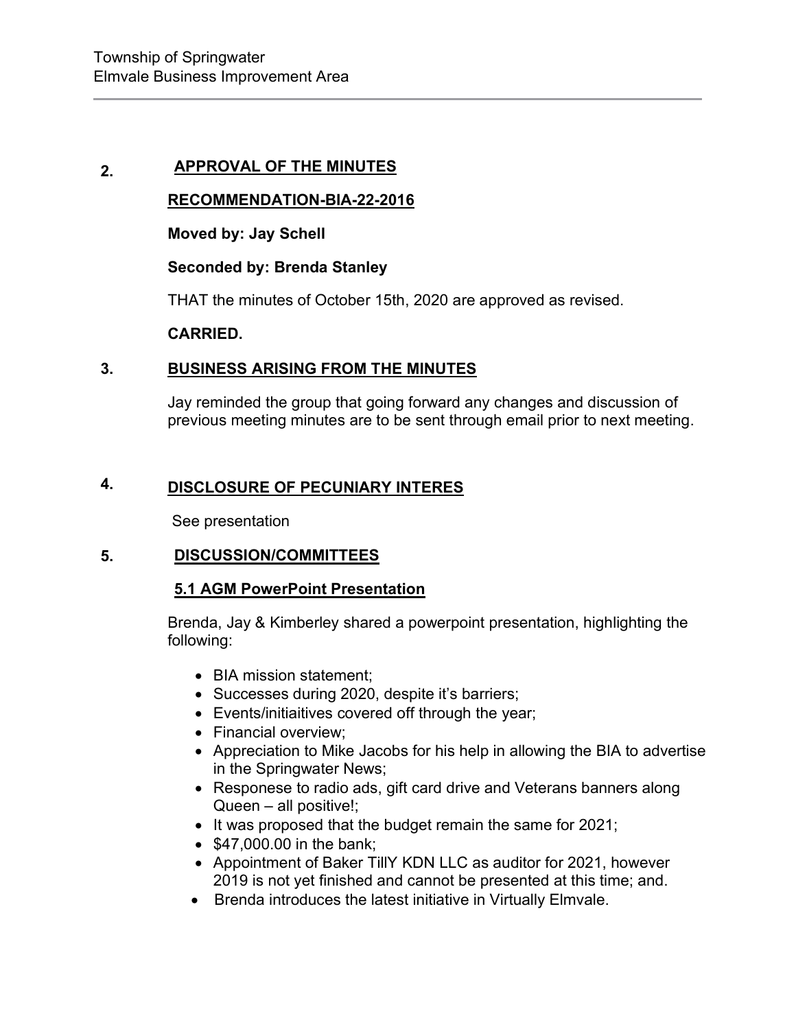## 2. APPROVAL OF THE MINUTES

**RECOMMENDATION-BIA-22-2016**

**Moved by: Jay Schell**

**Seconded by: Brenda Stanley**

THAT the minutes of October 15th, 2020 are approved as revised.

**CARRIED.**

## 3. BUSINESS ARISING FROM THE MINUTES

Jay reminded the group that going forward any changes and discussion of previous meeting minutes are to be sent through email prior to next meeting.

## 4. DISCLOSURE OF PECUNIARY INTERES

See presentation

## 5. DISCUSSION/COMMITTEES

### 5.1 AGM PowerPoint Presentation

Brenda, Jay & Kimberley shared a powerpoint presentation, highlighting the following:

- BIA mission statement;
- Successes during 2020, despite it's barriers;
- Events/initiaitives covered off through the year;
- Financial overview;
- Appreciation to Mike Jacobs for his help in allowing the BIA to advertise in the Springwater News;
- Responese to radio ads, gift card drive and Veterans banners along Queen – all positive!;
- It was proposed that the budget remain the same for 2021;
- $47,000.00 in the bank;
- Appointment of Baker TillY KDN LLC as auditor for 2021, however 2019 is not yet finished and cannot be presented at this time; and.
- Brenda introduces the latest initiative in Virtually Elmvale.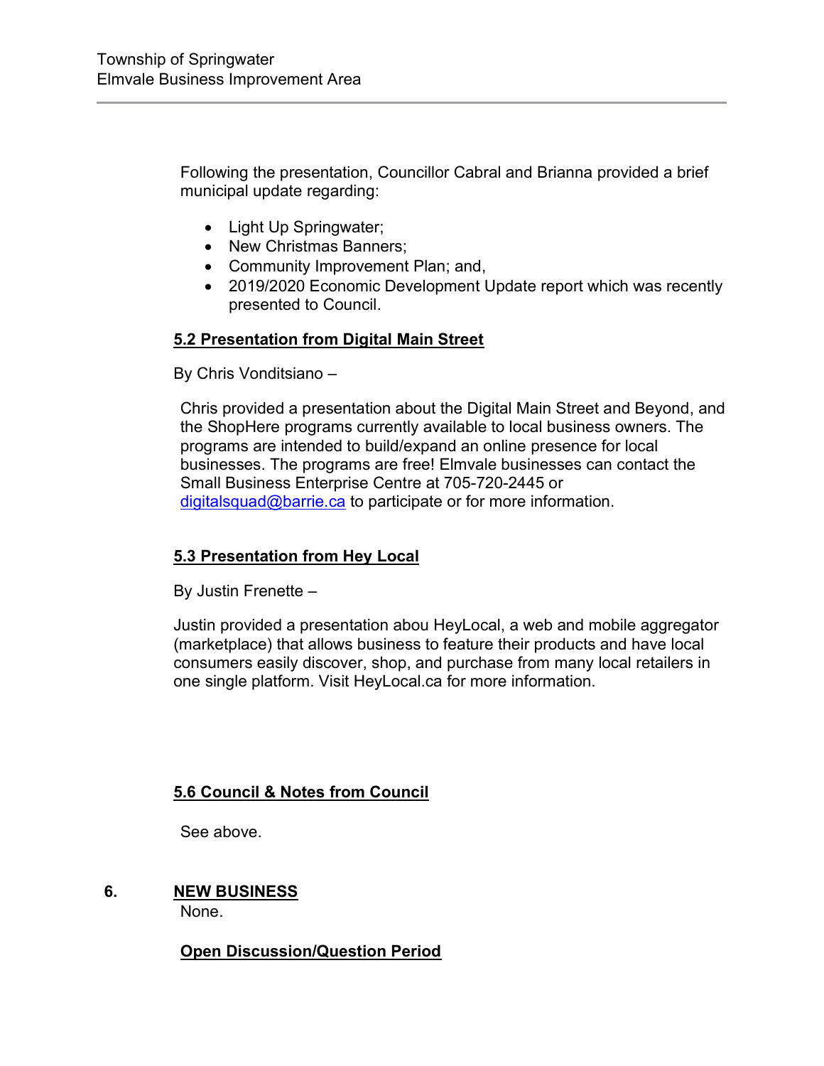Following the presentation, Councillor Cabral and Brianna provided a brief municipal update regarding:

- Light Up Springwater;
- New Christmas Banners;
- Community Improvement Plan; and,
- 2019/2020 Economic Development Update report which was recently presented to Council.

**5.2 Presentation from Digital Main Street**

By Chris Vonditsiano –

Chris provided a presentation about the Digital Main Street and Beyond, and the ShopHere programs currently available to local business owners. The programs are intended to build/expand an online presence for local businesses. The programs are free! Elmvale businesses can contact the Small Business Enterprise Centre at 705-720-2445 or digitalsquad@barrie.ca to participate or for more information.

**5.3 Presentation from Hey Local**

By Justin Frenette –

Justin provided a presentation abou HeyLocal, a web and mobile aggregator (marketplace) that allows business to feature their products and have local consumers easily discover, shop, and purchase from many local retailers in one single platform. Visit HeyLocal.ca for more information.

**5.6 Council & Notes from Council**

See above.

## 6. NEW BUSINESS

None.

**Open Discussion/Question Period**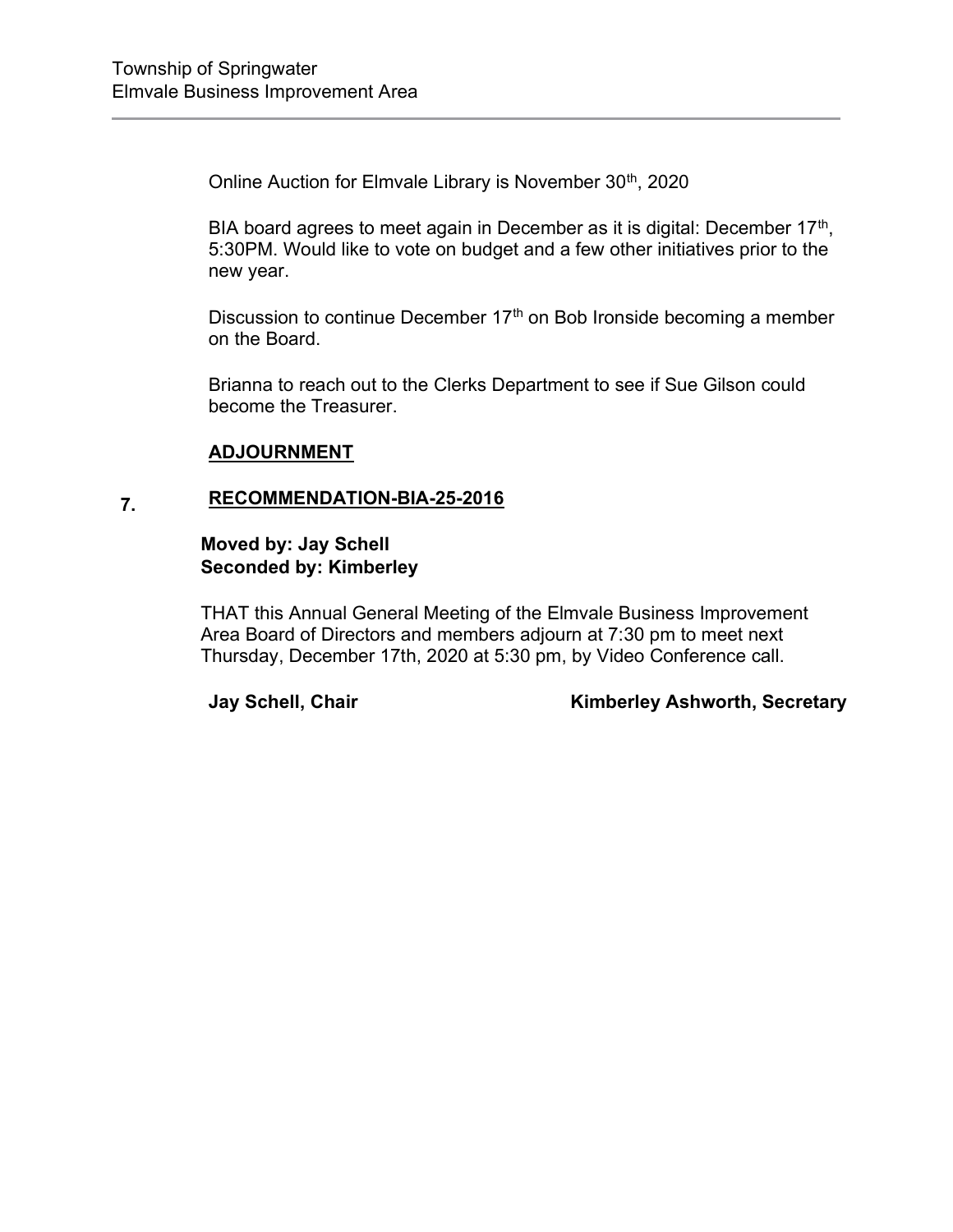Online Auction for Elmvale Library is November 30th, 2020

BIA board agrees to meet again in December as it is digital: December 17th, 5:30PM. Would like to vote on budget and a few other initiatives prior to the new year.

Discussion to continue December 17th on Bob Ironside becoming a member on the Board.

Brianna to reach out to the Clerks Department to see if Sue Gilson could become the Treasurer.

**ADJOURNMENT**

**7. RECOMMENDATION-BIA-25-2016**

**Moved by: Jay Schell**
**Seconded by: Kimberley**

THAT this Annual General Meeting of the Elmvale Business Improvement Area Board of Directors and members adjourn at 7:30 pm to meet next Thursday, December 17th, 2020 at 5:30 pm, by Video Conference call.

**Jay Schell, Chair** **Kimberley Ashworth, Secretary**